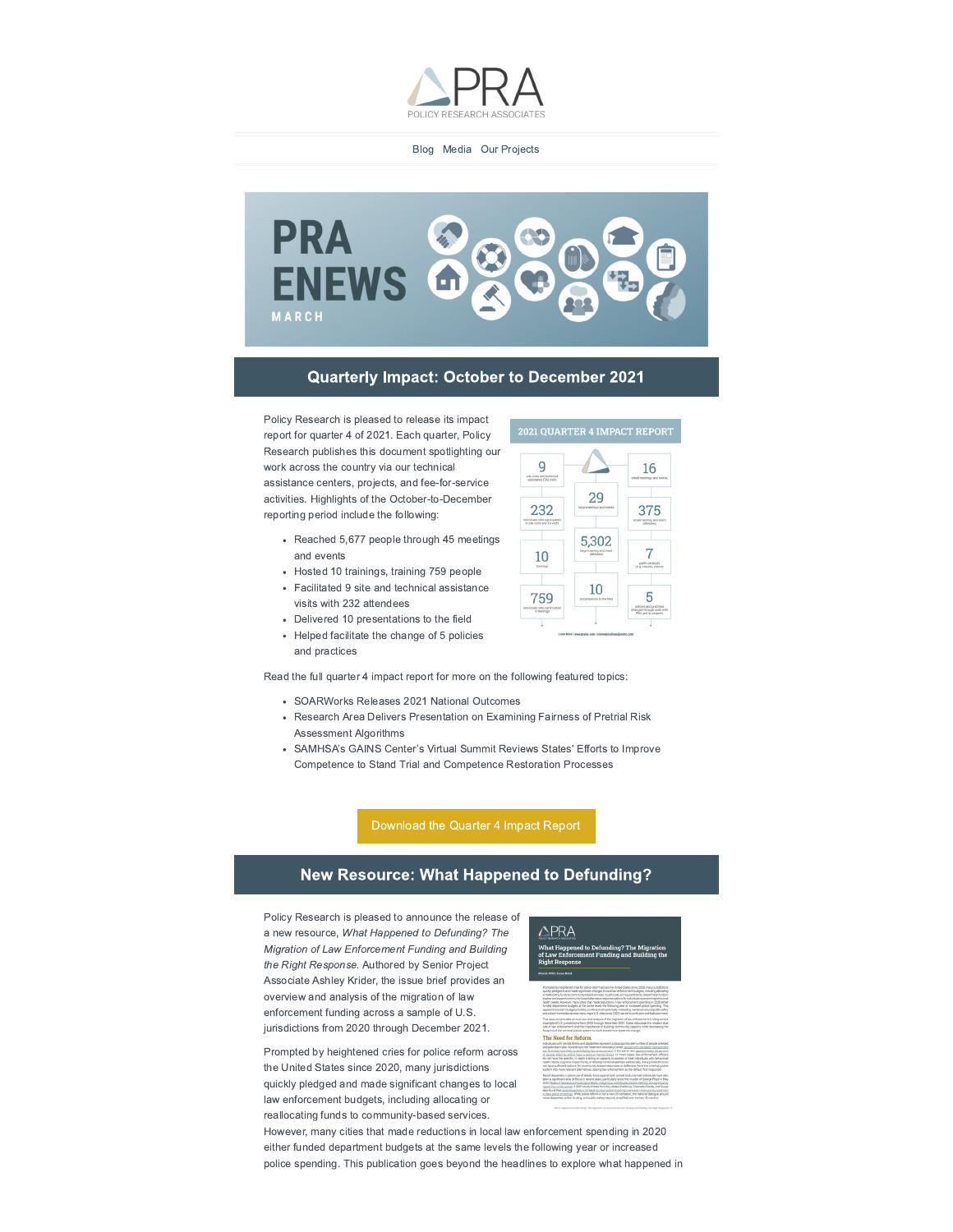PRA
POLICY RESEARCH ASSOCIATES

Blog  Media  Our Projects

PRA ENEWS
MARCH

## Quarterly Impact: October to December 2021

Policy Research is pleased to release its impact report for quarter 4 of 2021. Each quarter, Policy Research publishes this document spotlighting our work across the country via our technical assistance centers, projects, and fee-for-service activities. Highlights of the October-to-December reporting period include the following:

- Reached 5,677 people through 45 meetings and events
- Hosted 10 trainings, training 759 people
- Facilitated 9 site and technical assistance visits with 232 attendees
- Delivered 10 presentations to the field
- Helped facilitate the change of 5 policies and practices

Read the full quarter 4 impact report for more on the following featured topics:

- SOARWorks Releases 2021 National Outcomes
- Research Area Delivers Presentation on Examining Fairness of Pretrial Risk Assessment Algorithms
- SAMHSA's GAINS Center's Virtual Summit Reviews States' Efforts to Improve Competence to Stand Trial and Competence Restoration Processes

Download the Quarter 4 Impact Report

## New Resource: What Happened to Defunding?

Policy Research is pleased to announce the release of a new resource, *What Happened to Defunding? The Migration of Law Enforcement Funding and Building the Right Response*. Authored by Senior Project Associate Ashley Krider, the issue brief provides an overview and analysis of the migration of law enforcement funding across a sample of U.S. jurisdictions from 2020 through December 2021.

Prompted by heightened cries for police reform across the United States since 2020, many jurisdictions quickly pledged and made significant changes to local law enforcement budgets, including allocating or reallocating funds to community-based services. However, many cities that made reductions in local law enforcement spending in 2020 either funded department budgets at the same levels the following year or increased police spending. This publication goes beyond the headlines to explore what happened in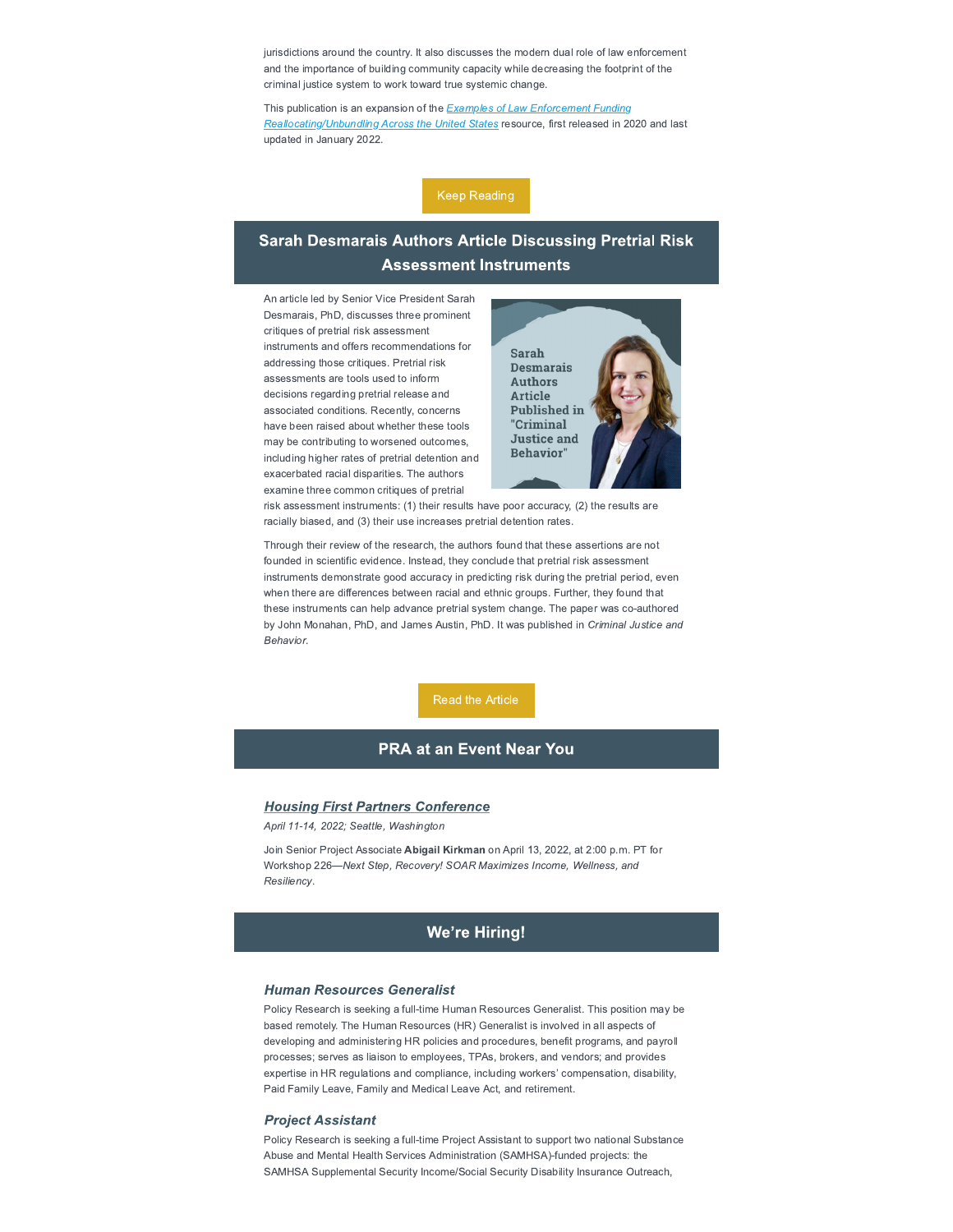jurisdictions around the country. It also discusses the modern dual role of law enforcement and the importance of building community capacity while decreasing the footprint of the criminal justice system to work toward true systemic change.

This publication is an expansion of the *Examples of Law Enforcement Funding Reallocating/Unbundling Across the United States* resource, first released in 2020 and last updated in January 2022.

Keep Reading

## Sarah Desmarais Authors Article Discussing Pretrial Risk Assessment Instruments

An article led by Senior Vice President Sarah Desmarais, PhD, discusses three prominent critiques of pretrial risk assessment instruments and offers recommendations for addressing those critiques. Pretrial risk assessments are tools used to inform decisions regarding pretrial release and associated conditions. Recently, concerns have been raised about whether these tools may be contributing to worsened outcomes, including higher rates of pretrial detention and exacerbated racial disparities. The authors examine three common critiques of pretrial risk assessment instruments: (1) their results have poor accuracy, (2) the results are racially biased, and (3) their use increases pretrial detention rates.

Through their review of the research, the authors found that these assertions are not founded in scientific evidence. Instead, they conclude that pretrial risk assessment instruments demonstrate good accuracy in predicting risk during the pretrial period, even when there are differences between racial and ethnic groups. Further, they found that these instruments can help advance pretrial system change. The paper was co-authored by John Monahan, PhD, and James Austin, PhD. It was published in *Criminal Justice and Behavior*.

Read the Article

## PRA at an Event Near You

### *Housing First Partners Conference*

*April 11-14, 2022; Seattle, Washington*

Join Senior Project Associate **Abigail Kirkman** on April 13, 2022, at 2:00 p.m. PT for Workshop 226—*Next Step, Recovery! SOAR Maximizes Income, Wellness, and Resiliency*.

## We're Hiring!

### *Human Resources Generalist*

Policy Research is seeking a full-time Human Resources Generalist. This position may be based remotely. The Human Resources (HR) Generalist is involved in all aspects of developing and administering HR policies and procedures, benefit programs, and payroll processes; serves as liaison to employees, TPAs, brokers, and vendors; and provides expertise in HR regulations and compliance, including workers' compensation, disability, Paid Family Leave, Family and Medical Leave Act, and retirement.

### *Project Assistant*

Policy Research is seeking a full-time Project Assistant to support two national Substance Abuse and Mental Health Services Administration (SAMHSA)-funded projects: the SAMHSA Supplemental Security Income/Social Security Disability Insurance Outreach,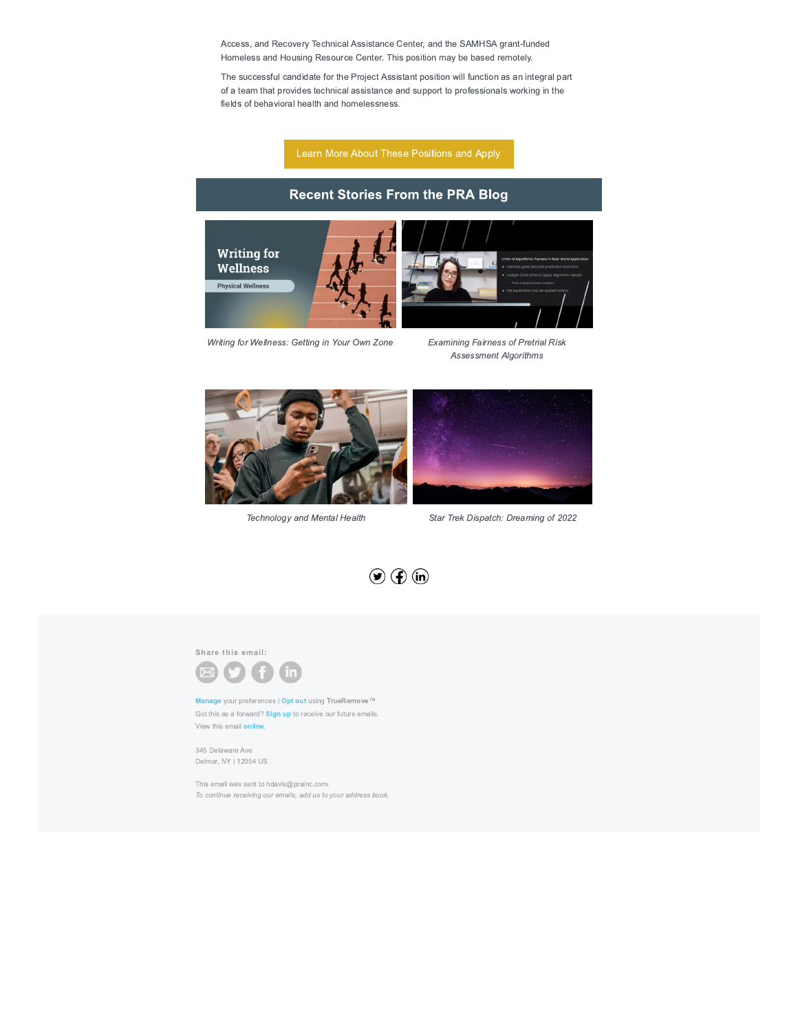Access, and Recovery Technical Assistance Center, and the SAMHSA grant-funded Homeless and Housing Resource Center. This position may be based remotely.

The successful candidate for the Project Assistant position will function as an integral part of a team that provides technical assistance and support to professionals working in the fields of behavioral health and homelessness.

Learn More About These Positions and Apply

## Recent Stories From the PRA Blog

*Writing for Wellness: Getting in Your Own Zone*

*Examining Fairness of Pretrial Risk Assessment Algorithms*

*Technology and Mental Health*

*Star Trek Dispatch: Dreaming of 2022*

Share this email:

**Manage** your preferences | **Opt out** using **TrueRemove**™

Got this as a forward? **Sign up** to receive our future emails.

View this email **online**.

345 Delaware Ave
Delmar, NY | 12054 US

This email was sent to hdavis@prainc.com.

*To continue receiving our emails, add us to your address book.*